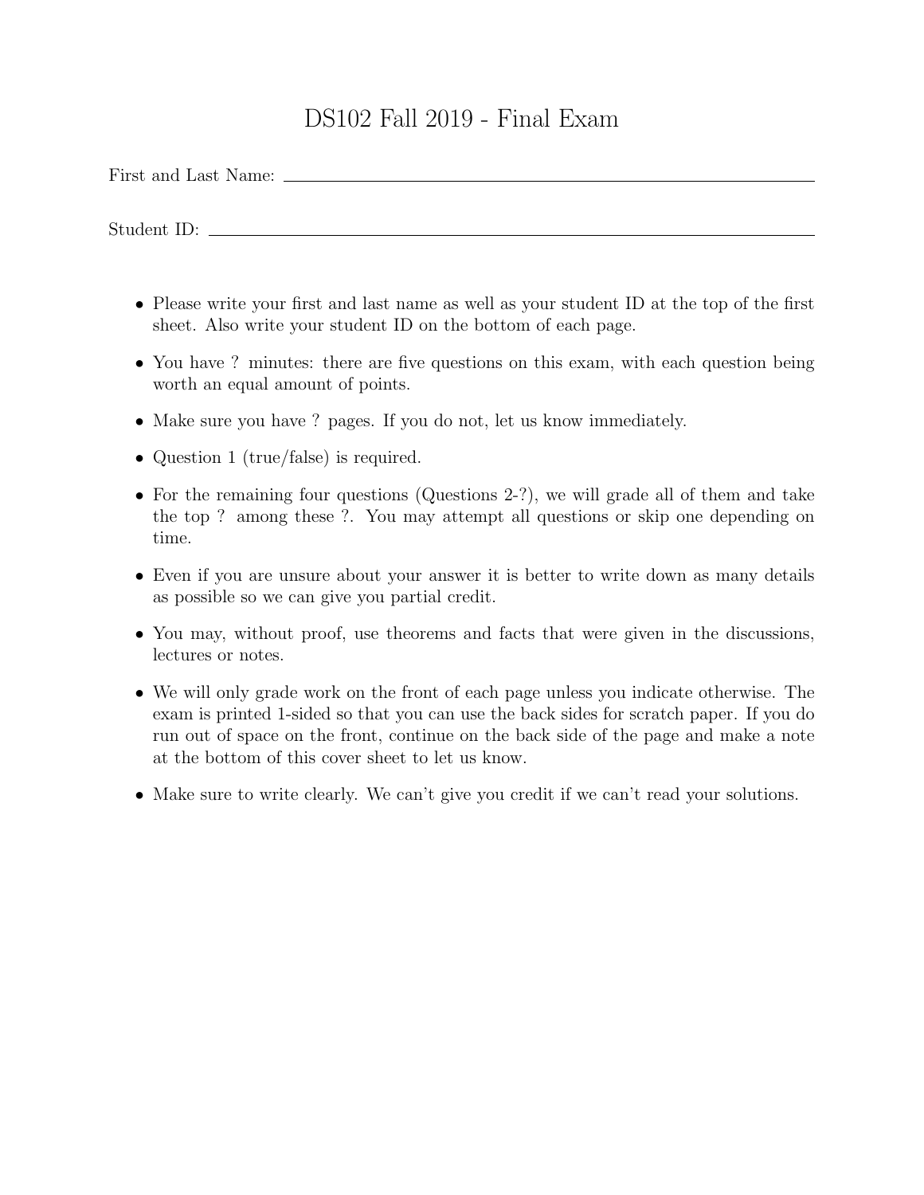# DS102 Fall 2019 - Final Exam

First and Last Name: ______________________________

Student ID: ______________________________

- Please write your first and last name as well as your student ID at the top of the first sheet. Also write your student ID on the bottom of each page.
- You have ? minutes: there are five questions on this exam, with each question being worth an equal amount of points.
- Make sure you have ? pages. If you do not, let us know immediately.
- Question 1 (true/false) is required.
- For the remaining four questions (Questions 2-?), we will grade all of them and take the top ? among these ?. You may attempt all questions or skip one depending on time.
- Even if you are unsure about your answer it is better to write down as many details as possible so we can give you partial credit.
- You may, without proof, use theorems and facts that were given in the discussions, lectures or notes.
- We will only grade work on the front of each page unless you indicate otherwise. The exam is printed 1-sided so that you can use the back sides for scratch paper. If you do run out of space on the front, continue on the back side of the page and make a note at the bottom of this cover sheet to let us know.
- Make sure to write clearly. We can't give you credit if we can't read your solutions.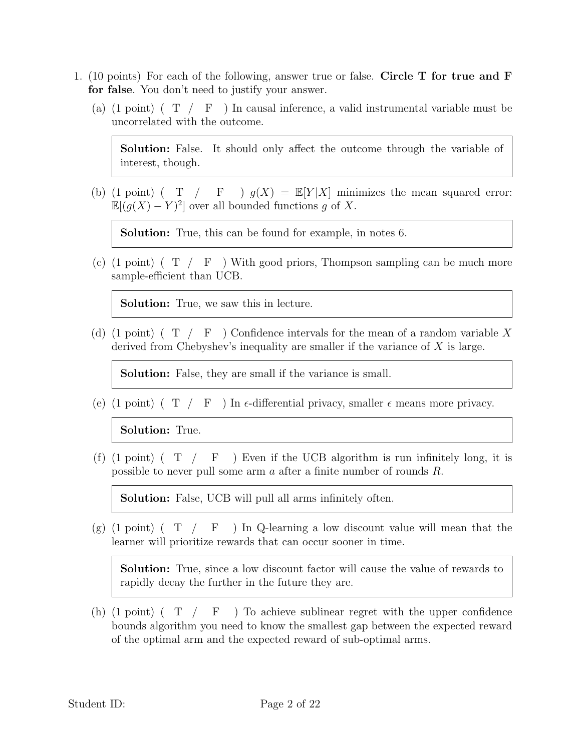1. (10 points) For each of the following, answer true or false. **Circle T for true and F for false**. You don't need to justify your answer.

   (a) (1 point) ( T / F ) In causal inference, a valid instrumental variable must be uncorrelated with the outcome.

   > **Solution:** False. It should only affect the outcome through the variable of interest, though.

   (b) (1 point) ( T / F ) $g(X) = \mathbb{E}[Y|X]$ minimizes the mean squared error: $\mathbb{E}[(g(X) - Y)^2]$ over all bounded functions $g$ of $X$.

   > **Solution:** True, this can be found for example, in notes 6.

   (c) (1 point) ( T / F ) With good priors, Thompson sampling can be much more sample-efficient than UCB.

   > **Solution:** True, we saw this in lecture.

   (d) (1 point) ( T / F ) Confidence intervals for the mean of a random variable $X$ derived from Chebyshev's inequality are smaller if the variance of $X$ is large.

   > **Solution:** False, they are small if the variance is small.

   (e) (1 point) ( T / F ) In $\epsilon$-differential privacy, smaller $\epsilon$ means more privacy.

   > **Solution:** True.

   (f) (1 point) ( T / F ) Even if the UCB algorithm is run infinitely long, it is possible to never pull some arm $a$ after a finite number of rounds $R$.

   > **Solution:** False, UCB will pull all arms infinitely often.

   (g) (1 point) ( T / F ) In Q-learning a low discount value will mean that the learner will prioritize rewards that can occur sooner in time.

   > **Solution:** True, since a low discount factor will cause the value of rewards to rapidly decay the further in the future they are.

   (h) (1 point) ( T / F ) To achieve sublinear regret with the upper confidence bounds algorithm you need to know the smallest gap between the expected reward of the optimal arm and the expected reward of sub-optimal arms.

Student ID: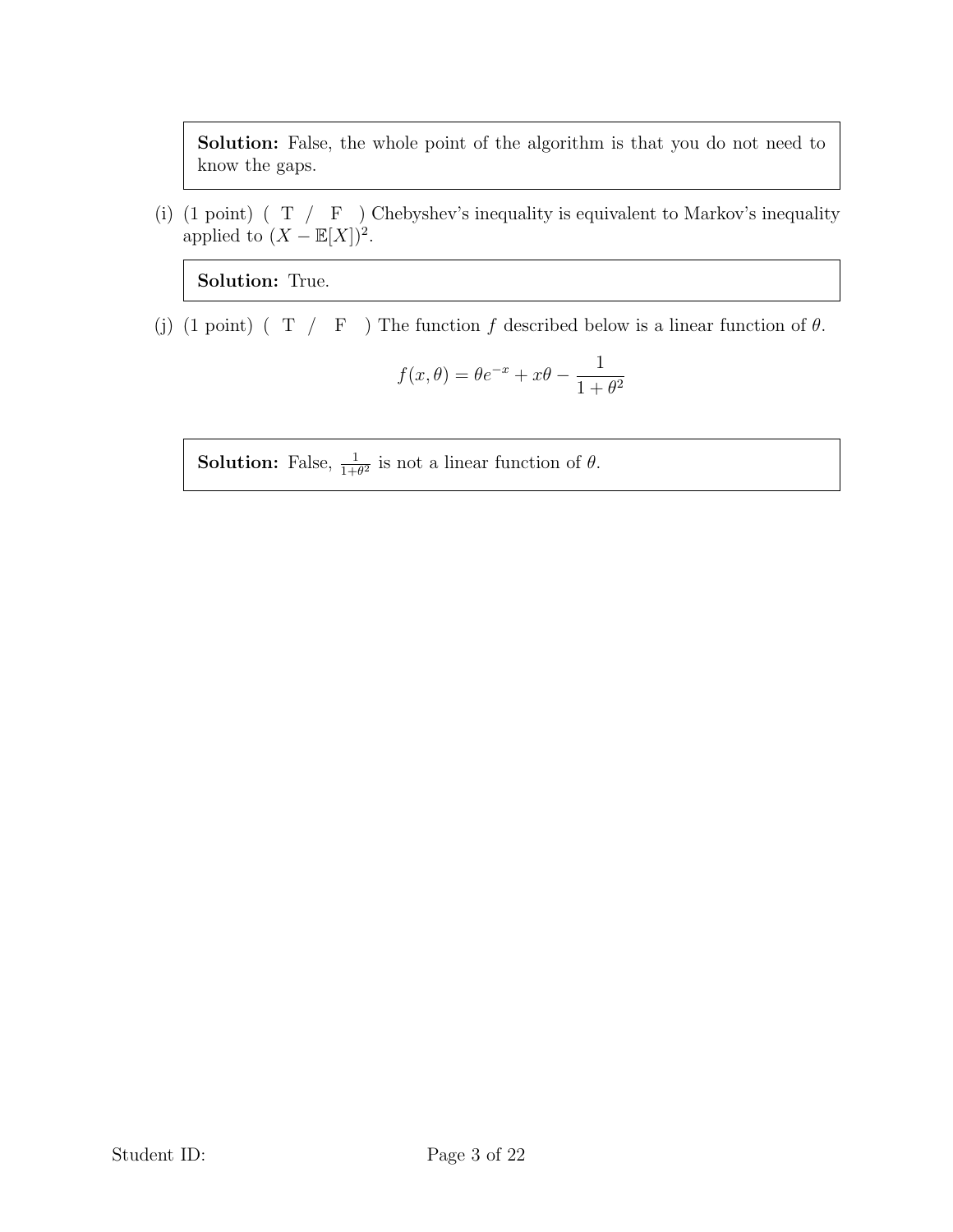**Solution:** False, the whole point of the algorithm is that you do not need to know the gaps.

(i) (1 point) ( T / F ) Chebyshev's inequality is equivalent to Markov's inequality applied to $(X - \mathbb{E}[X])^2$.

**Solution:** True.

(j) (1 point) ( T / F ) The function $f$ described below is a linear function of $\theta$.

$$f(x, \theta) = \theta e^{-x} + x\theta - \frac{1}{1 + \theta^2}$$

**Solution:** False, $\frac{1}{1+\theta^2}$ is not a linear function of $\theta$.

Student ID: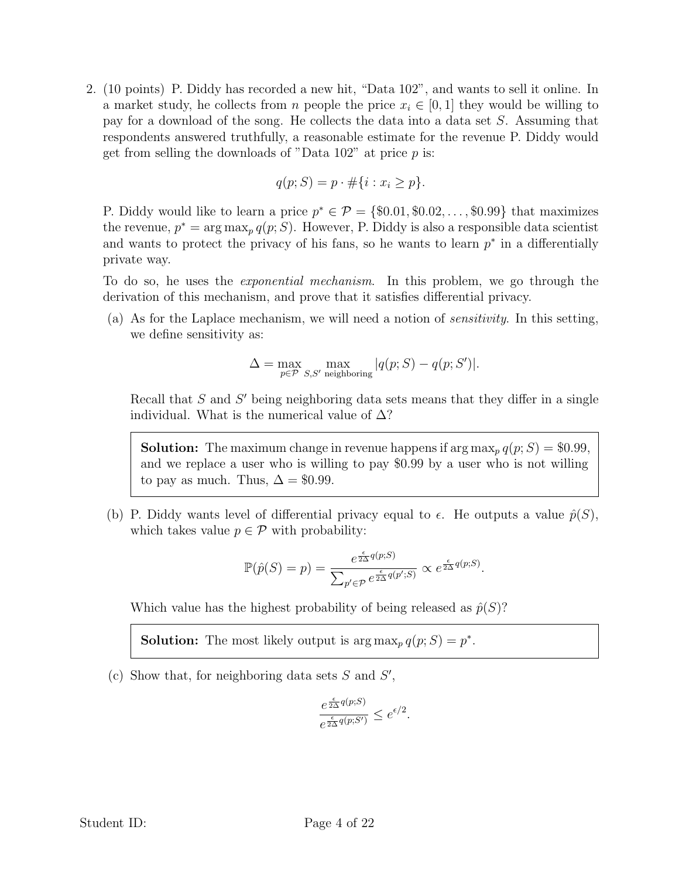2. (10 points) P. Diddy has recorded a new hit, "Data 102", and wants to sell it online. In a market study, he collects from $n$ people the price $x_i \in [0, 1]$ they would be willing to pay for a download of the song. He collects the data into a data set $S$. Assuming that respondents answered truthfully, a reasonable estimate for the revenue P. Diddy would get from selling the downloads of "Data 102" at price $p$ is:

$$q(p; S) = p \cdot \#\{i : x_i \geq p\}.$$

P. Diddy would like to learn a price $p^* \in \mathcal{P} = \{\$0.01, \$0.02, \ldots, \$0.99\}$ that maximizes the revenue, $p^* = \arg\max_p q(p; S)$. However, P. Diddy is also a responsible data scientist and wants to protect the privacy of his fans, so he wants to learn $p^*$ in a differentially private way.

To do so, he uses the *exponential mechanism*. In this problem, we go through the derivation of this mechanism, and prove that it satisfies differential privacy.

(a) As for the Laplace mechanism, we will need a notion of *sensitivity*. In this setting, we define sensitivity as:

$$\Delta = \max_{p \in \mathcal{P}} \max_{S, S' \text{ neighboring}} |q(p; S) - q(p; S')|.$$

Recall that $S$ and $S'$ being neighboring data sets means that they differ in a single individual. What is the numerical value of $\Delta$?

> **Solution:** The maximum change in revenue happens if $\arg\max_p q(p; S) = \$0.99$, and we replace a user who is willing to pay $\$0.99$ by a user who is not willing to pay as much. Thus, $\Delta = \$0.99$.

(b) P. Diddy wants level of differential privacy equal to $\epsilon$. He outputs a value $\hat{p}(S)$, which takes value $p \in \mathcal{P}$ with probability:

$$\mathbb{P}(\hat{p}(S) = p) = \frac{e^{\frac{\epsilon}{2\Delta} q(p;S)}}{\sum_{p' \in \mathcal{P}} e^{\frac{\epsilon}{2\Delta} q(p';S)}} \propto e^{\frac{\epsilon}{2\Delta} q(p;S)}.$$

Which value has the highest probability of being released as $\hat{p}(S)$?

> **Solution:** The most likely output is $\arg\max_p q(p; S) = p^*$.

(c) Show that, for neighboring data sets $S$ and $S'$,

$$\frac{e^{\frac{\epsilon}{2\Delta} q(p;S)}}{e^{\frac{\epsilon}{2\Delta} q(p;S')}} \leq e^{\epsilon/2}.$$

Student ID: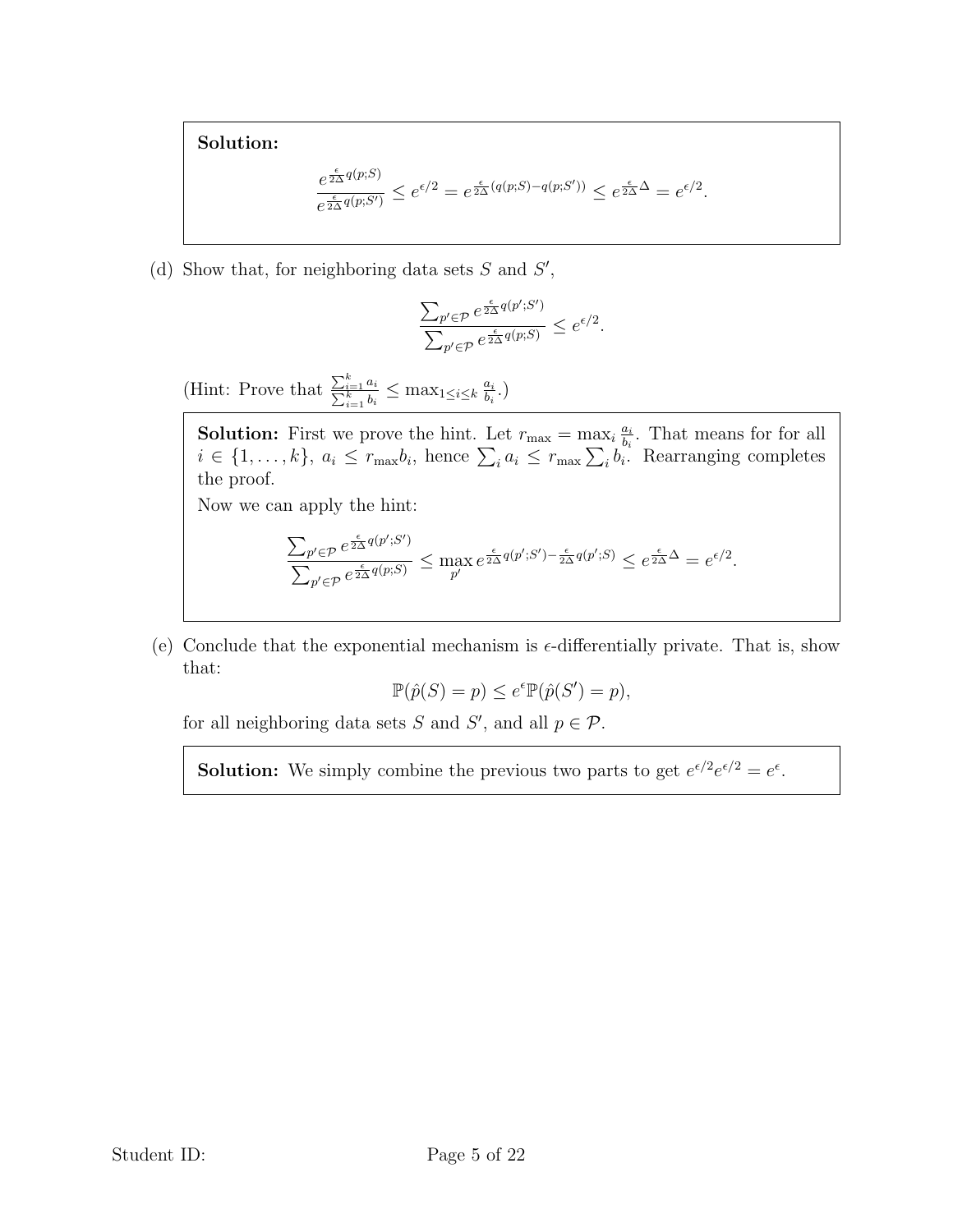**Solution:**

$$\frac{e^{\frac{\epsilon}{2\Delta}q(p;S)}}{e^{\frac{\epsilon}{2\Delta}q(p;S')}} \le e^{\epsilon/2} = e^{\frac{\epsilon}{2\Delta}(q(p;S)-q(p;S'))} \le e^{\frac{\epsilon}{2\Delta}\Delta} = e^{\epsilon/2}.$$

(d) Show that, for neighboring data sets $S$ and $S'$,

$$\frac{\sum_{p'\in\mathcal{P}} e^{\frac{\epsilon}{2\Delta}q(p';S')}}{\sum_{p'\in\mathcal{P}} e^{\frac{\epsilon}{2\Delta}q(p;S)}} \le e^{\epsilon/2}.$$

(Hint: Prove that $\frac{\sum_{i=1}^k a_i}{\sum_{i=1}^k b_i} \le \max_{1\le i\le k} \frac{a_i}{b_i}$.)

**Solution:** First we prove the hint. Let $r_{\max} = \max_i \frac{a_i}{b_i}$. That means for for all $i \in \{1,\ldots,k\}$, $a_i \le r_{\max} b_i$, hence $\sum_i a_i \le r_{\max}\sum_i b_i$. Rearranging completes the proof.

Now we can apply the hint:

$$\frac{\sum_{p'\in\mathcal{P}} e^{\frac{\epsilon}{2\Delta}q(p';S')}}{\sum_{p'\in\mathcal{P}} e^{\frac{\epsilon}{2\Delta}q(p;S)}} \le \max_{p'} e^{\frac{\epsilon}{2\Delta}q(p';S') - \frac{\epsilon}{2\Delta}q(p';S)} \le e^{\frac{\epsilon}{2\Delta}\Delta} = e^{\epsilon/2}.$$

(e) Conclude that the exponential mechanism is $\epsilon$-differentially private. That is, show that:

$$\mathbb{P}(\hat{p}(S) = p) \le e^{\epsilon}\mathbb{P}(\hat{p}(S') = p),$$

for all neighboring data sets $S$ and $S'$, and all $p \in \mathcal{P}$.

**Solution:** We simply combine the previous two parts to get $e^{\epsilon/2}e^{\epsilon/2} = e^{\epsilon}$.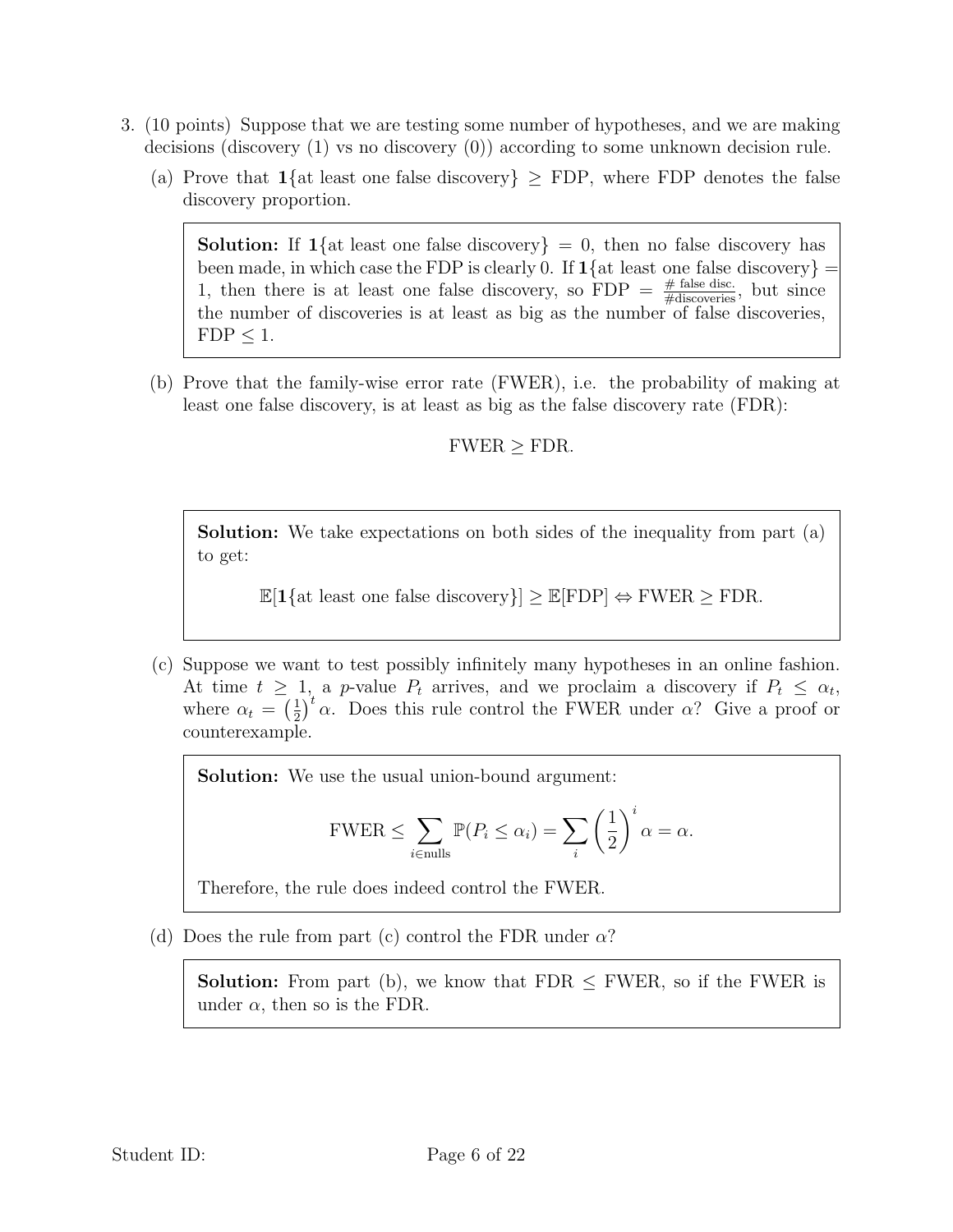3. (10 points) Suppose that we are testing some number of hypotheses, and we are making decisions (discovery (1) vs no discovery (0)) according to some unknown decision rule.

   (a) Prove that $\mathbf{1}\{\text{at least one false discovery}\} \geq \text{FDP}$, where FDP denotes the false discovery proportion.

   > **Solution:** If $\mathbf{1}\{\text{at least one false discovery}\} = 0$, then no false discovery has been made, in which case the FDP is clearly 0. If $\mathbf{1}\{\text{at least one false discovery}\} = 1$, then there is at least one false discovery, so $\text{FDP} = \frac{\text{\# false disc.}}{\text{\#discoveries}}$, but since the number of discoveries is at least as big as the number of false discoveries, $\text{FDP} \leq 1$.

   (b) Prove that the family-wise error rate (FWER), i.e. the probability of making at least one false discovery, is at least as big as the false discovery rate (FDR):

   $$\text{FWER} \geq \text{FDR}.$$

   > **Solution:** We take expectations on both sides of the inequality from part (a) to get:
   >
   > $$\mathbb{E}[\mathbf{1}\{\text{at least one false discovery}\}] \geq \mathbb{E}[\text{FDP}] \Leftrightarrow \text{FWER} \geq \text{FDR}.$$

   (c) Suppose we want to test possibly infinitely many hypotheses in an online fashion. At time $t \geq 1$, a $p$-value $P_t$ arrives, and we proclaim a discovery if $P_t \leq \alpha_t$, where $\alpha_t = \left(\frac{1}{2}\right)^t \alpha$. Does this rule control the FWER under $\alpha$? Give a proof or counterexample.

   > **Solution:** We use the usual union-bound argument:
   >
   > $$\text{FWER} \leq \sum_{i \in \text{nulls}} \mathbb{P}(P_i \leq \alpha_i) = \sum_i \left(\frac{1}{2}\right)^i \alpha = \alpha.$$
   >
   > Therefore, the rule does indeed control the FWER.

   (d) Does the rule from part (c) control the FDR under $\alpha$?

   > **Solution:** From part (b), we know that $\text{FDR} \leq \text{FWER}$, so if the FWER is under $\alpha$, then so is the FDR.

Student ID: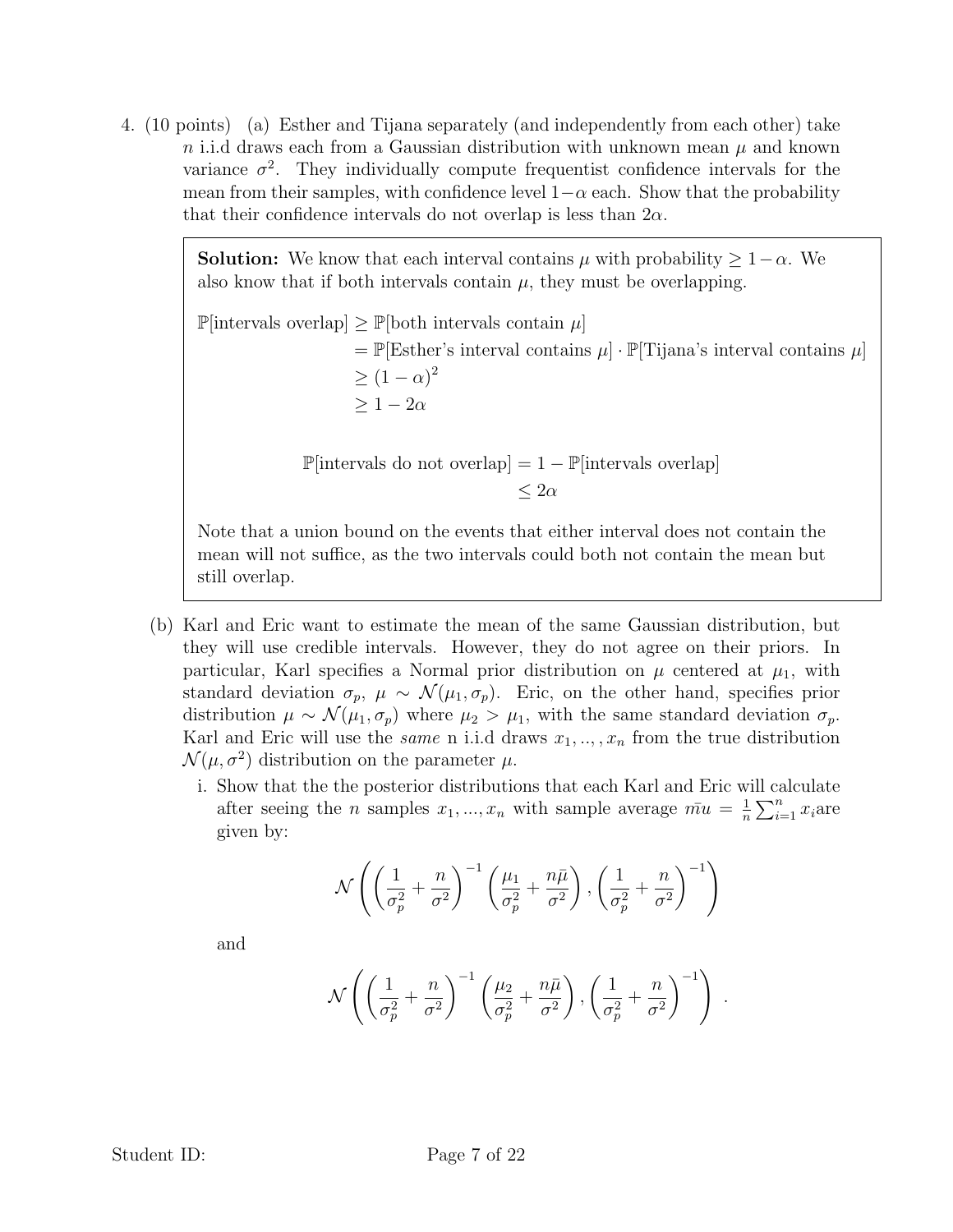4. (10 points) (a) Esther and Tijana separately (and independently from each other) take $n$ i.i.d draws each from a Gaussian distribution with unknown mean $\mu$ and known variance $\sigma^2$. They individually compute frequentist confidence intervals for the mean from their samples, with confidence level $1-\alpha$ each. Show that the probability that their confidence intervals do not overlap is less than $2\alpha$.

> **Solution:** We know that each interval contains $\mu$ with probability $\geq 1-\alpha$. We also know that if both intervals contain $\mu$, they must be overlapping.
>
> $$\begin{aligned}\mathbb{P}[\text{intervals overlap}] &\geq \mathbb{P}[\text{both intervals contain } \mu] \\ &= \mathbb{P}[\text{Esther's interval contains } \mu] \cdot \mathbb{P}[\text{Tijana's interval contains } \mu] \\ &\geq (1-\alpha)^2 \\ &\geq 1-2\alpha\end{aligned}$$
>
> $$\begin{aligned}\mathbb{P}[\text{intervals do not overlap}] &= 1 - \mathbb{P}[\text{intervals overlap}] \\ &\leq 2\alpha\end{aligned}$$
>
> Note that a union bound on the events that either interval does not contain the mean will not suffice, as the two intervals could both not contain the mean but still overlap.

(b) Karl and Eric want to estimate the mean of the same Gaussian distribution, but they will use credible intervals. However, they do not agree on their priors. In particular, Karl specifies a Normal prior distribution on $\mu$ centered at $\mu_1$, with standard deviation $\sigma_p$, $\mu \sim \mathcal{N}(\mu_1, \sigma_p)$. Eric, on the other hand, specifies prior distribution $\mu \sim \mathcal{N}(\mu_1, \sigma_p)$ where $\mu_2 > \mu_1$, with the same standard deviation $\sigma_p$. Karl and Eric will use the *same* n i.i.d draws $x_1, .., , x_n$ from the true distribution $\mathcal{N}(\mu, \sigma^2)$ distribution on the parameter $\mu$.

i. Show that the the posterior distributions that each Karl and Eric will calculate after seeing the $n$ samples $x_1, ..., x_n$ with sample average $\bar{mu} = \frac{1}{n}\sum_{i=1}^{n} x_i$are given by:

$$\mathcal{N}\left(\left(\frac{1}{\sigma_p^2} + \frac{n}{\sigma^2}\right)^{-1}\left(\frac{\mu_1}{\sigma_p^2} + \frac{n\bar{\mu}}{\sigma^2}\right), \left(\frac{1}{\sigma_p^2} + \frac{n}{\sigma^2}\right)^{-1}\right)$$

and

$$\mathcal{N}\left(\left(\frac{1}{\sigma_p^2} + \frac{n}{\sigma^2}\right)^{-1}\left(\frac{\mu_2}{\sigma_p^2} + \frac{n\bar{\mu}}{\sigma^2}\right), \left(\frac{1}{\sigma_p^2} + \frac{n}{\sigma^2}\right)^{-1}\right) \ .$$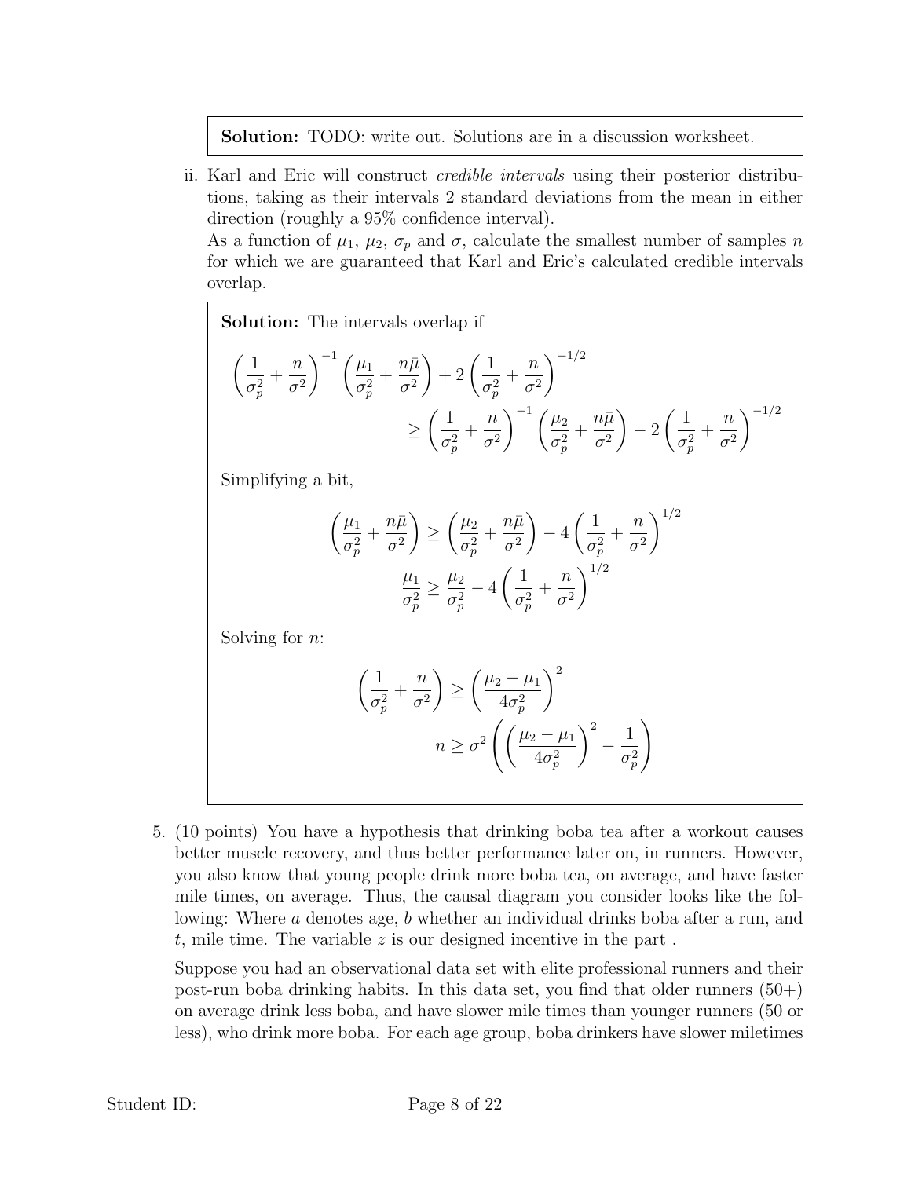**Solution:** TODO: write out. Solutions are in a discussion worksheet.

ii. Karl and Eric will construct *credible intervals* using their posterior distributions, taking as their intervals 2 standard deviations from the mean in either direction (roughly a 95% confidence interval).

As a function of $\mu_1$, $\mu_2$, $\sigma_p$ and $\sigma$, calculate the smallest number of samples $n$ for which we are guaranteed that Karl and Eric's calculated credible intervals overlap.

**Solution:** The intervals overlap if

$$\left(\frac{1}{\sigma_p^2} + \frac{n}{\sigma^2}\right)^{-1}\left(\frac{\mu_1}{\sigma_p^2} + \frac{n\bar{\mu}}{\sigma^2}\right) + 2\left(\frac{1}{\sigma_p^2} + \frac{n}{\sigma^2}\right)^{-1/2}$$
$$\geq \left(\frac{1}{\sigma_p^2} + \frac{n}{\sigma^2}\right)^{-1}\left(\frac{\mu_2}{\sigma_p^2} + \frac{n\bar{\mu}}{\sigma^2}\right) - 2\left(\frac{1}{\sigma_p^2} + \frac{n}{\sigma^2}\right)^{-1/2}$$

Simplifying a bit,

$$\left(\frac{\mu_1}{\sigma_p^2} + \frac{n\bar{\mu}}{\sigma^2}\right) \geq \left(\frac{\mu_2}{\sigma_p^2} + \frac{n\bar{\mu}}{\sigma^2}\right) - 4\left(\frac{1}{\sigma_p^2} + \frac{n}{\sigma^2}\right)^{1/2}$$
$$\frac{\mu_1}{\sigma_p^2} \geq \frac{\mu_2}{\sigma_p^2} - 4\left(\frac{1}{\sigma_p^2} + \frac{n}{\sigma^2}\right)^{1/2}$$

Solving for $n$:

$$\left(\frac{1}{\sigma_p^2} + \frac{n}{\sigma^2}\right) \geq \left(\frac{\mu_2 - \mu_1}{4\sigma_p^2}\right)^2$$
$$n \geq \sigma^2\left(\left(\frac{\mu_2 - \mu_1}{4\sigma_p^2}\right)^2 - \frac{1}{\sigma_p^2}\right)$$

5. (10 points) You have a hypothesis that drinking boba tea after a workout causes better muscle recovery, and thus better performance later on, in runners. However, you also know that young people drink more boba tea, on average, and have faster mile times, on average. Thus, the causal diagram you consider looks like the following: Where $a$ denotes age, $b$ whether an individual drinks boba after a run, and $t$, mile time. The variable $z$ is our designed incentive in the part .

Suppose you had an observational data set with elite professional runners and their post-run boba drinking habits. In this data set, you find that older runners (50+) on average drink less boba, and have slower mile times than younger runners (50 or less), who drink more boba. For each age group, boba drinkers have slower miletimes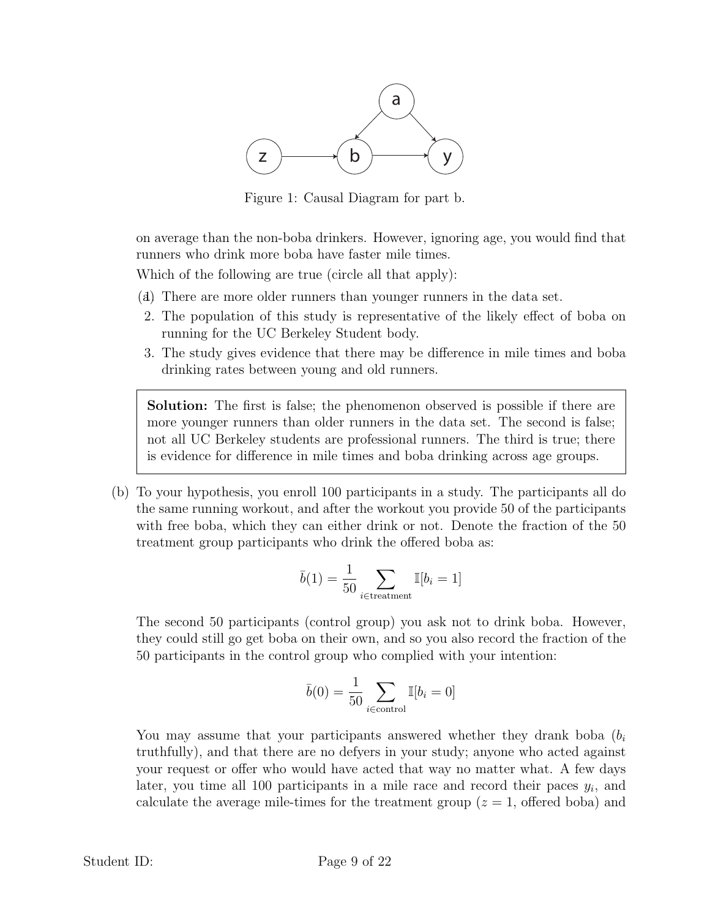Figure 1: Causal Diagram for part b.

on average than the non-boba drinkers. However, ignoring age, you would find that runners who drink more boba have faster mile times.

Which of the following are true (circle all that apply):

1. There are more older runners than younger runners in the data set.
2. The population of this study is representative of the likely effect of boba on running for the UC Berkeley Student body.
3. The study gives evidence that there may be difference in mile times and boba drinking rates between young and old runners.

> **Solution:** The first is false; the phenomenon observed is possible if there are more younger runners than older runners in the data set. The second is false; not all UC Berkeley students are professional runners. The third is true; there is evidence for difference in mile times and boba drinking across age groups.

(b) To your hypothesis, you enroll 100 participants in a study. The participants all do the same running workout, and after the workout you provide 50 of the participants with free boba, which they can either drink or not. Denote the fraction of the 50 treatment group participants who drink the offered boba as:

$$\bar{b}(1) = \frac{1}{50} \sum_{i \in \text{treatment}} \mathbb{I}[b_i = 1]$$

The second 50 participants (control group) you ask not to drink boba. However, they could still go get boba on their own, and so you also record the fraction of the 50 participants in the control group who complied with your intention:

$$\bar{b}(0) = \frac{1}{50} \sum_{i \in \text{control}} \mathbb{I}[b_i = 0]$$

You may assume that your participants answered whether they drank boba ($b_i$ truthfully), and that there are no defyers in your study; anyone who acted against your request or offer who would have acted that way no matter what. A few days later, you time all 100 participants in a mile race and record their paces $y_i$, and calculate the average mile-times for the treatment group ($z = 1$, offered boba) and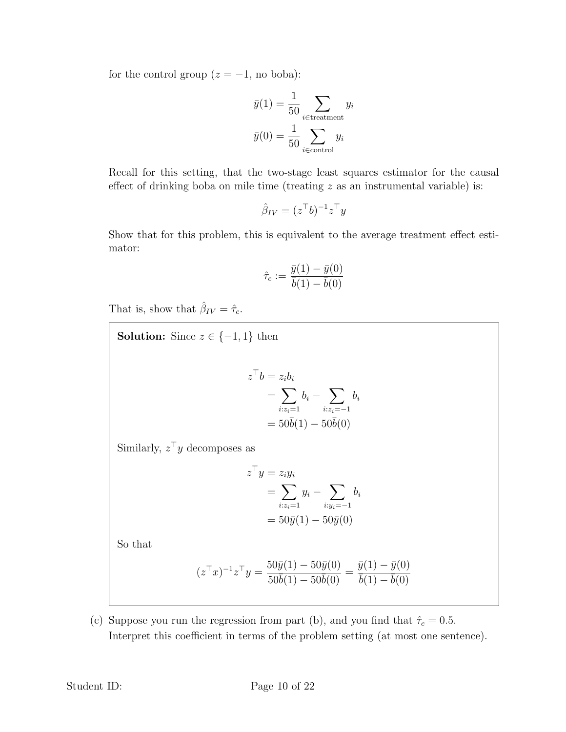for the control group ($z = -1$, no boba):

$$\bar{y}(1) = \frac{1}{50} \sum_{i \in \text{treatment}} y_i$$

$$\bar{y}(0) = \frac{1}{50} \sum_{i \in \text{control}} y_i$$

Recall for this setting, that the two-stage least squares estimator for the causal effect of drinking boba on mile time (treating $z$ as an instrumental variable) is:

$$\hat{\beta}_{IV} = (z^\top b)^{-1} z^\top y$$

Show that for this problem, this is equivalent to the average treatment effect estimator:

$$\hat{\tau}_c := \frac{\bar{y}(1) - \bar{y}(0)}{\bar{b}(1) - \bar{b}(0)}$$

That is, show that $\hat{\beta}_{IV} = \hat{\tau}_c$.

**Solution:** Since $z \in \{-1, 1\}$ then

$$\begin{aligned}
z^\top b &= z_i b_i \\
&= \sum_{i: z_i = 1} b_i - \sum_{i: z_i = -1} b_i \\
&= 50\bar{b}(1) - 50\bar{b}(0)
\end{aligned}$$

Similarly, $z^\top y$ decomposes as

$$\begin{aligned}
z^\top y &= z_i y_i \\
&= \sum_{i: z_i = 1} y_i - \sum_{i: y_i = -1} b_i \\
&= 50\bar{y}(1) - 50\bar{y}(0)
\end{aligned}$$

So that

$$(z^\top x)^{-1} z^\top y = \frac{50\bar{y}(1) - 50\bar{y}(0)}{50\bar{b}(1) - 50\bar{b}(0)} = \frac{\bar{y}(1) - \bar{y}(0)}{\bar{b}(1) - \bar{b}(0)}$$

(c) Suppose you run the regression from part (b), and you find that $\hat{\tau}_c = 0.5$. Interpret this coefficient in terms of the problem setting (at most one sentence).

Student ID: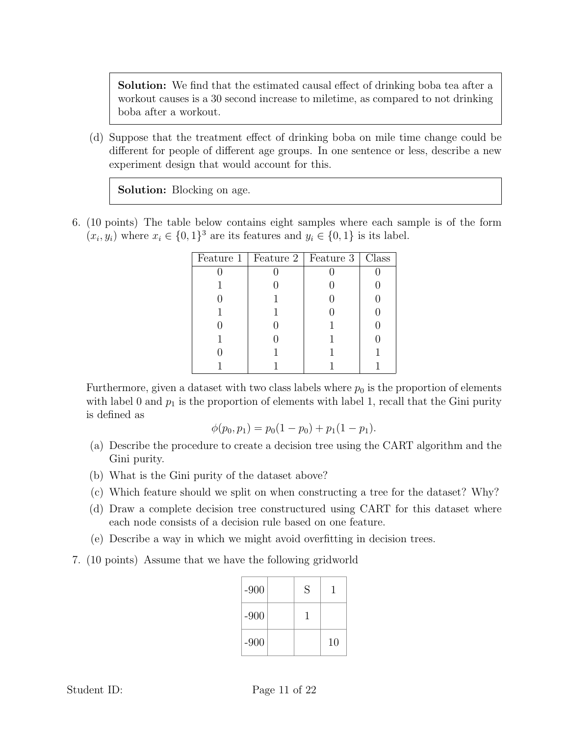**Solution:** We find that the estimated causal effect of drinking boba tea after a workout causes is a 30 second increase to miletime, as compared to not drinking boba after a workout.

(d) Suppose that the treatment effect of drinking boba on mile time change could be different for people of different age groups. In one sentence or less, describe a new experiment design that would account for this.

**Solution:** Blocking on age.

6. (10 points) The table below contains eight samples where each sample is of the form $(x_i, y_i)$ where $x_i \in \{0,1\}^3$ are its features and $y_i \in \{0,1\}$ is its label.

| Feature 1 | Feature 2 | Feature 3 | Class |
|---|---|---|---|
| 0 | 0 | 0 | 0 |
| 1 | 0 | 0 | 0 |
| 0 | 1 | 0 | 0 |
| 1 | 1 | 0 | 0 |
| 0 | 0 | 1 | 0 |
| 1 | 0 | 1 | 0 |
| 0 | 1 | 1 | 1 |
| 1 | 1 | 1 | 1 |

Furthermore, given a dataset with two class labels where $p_0$ is the proportion of elements with label 0 and $p_1$ is the proportion of elements with label 1, recall that the Gini purity is defined as

$$\phi(p_0, p_1) = p_0(1 - p_0) + p_1(1 - p_1).$$

(a) Describe the procedure to create a decision tree using the CART algorithm and the Gini purity.

(b) What is the Gini purity of the dataset above?

(c) Which feature should we split on when constructing a tree for the dataset? Why?

(d) Draw a complete decision tree constructured using CART for this dataset where each node consists of a decision rule based on one feature.

(e) Describe a way in which we might avoid overfitting in decision trees.

7. (10 points) Assume that we have the following gridworld

| -900 | | S | 1 |
|---|---|---|---|
| -900 | | 1 | |
| -900 | | | 10 |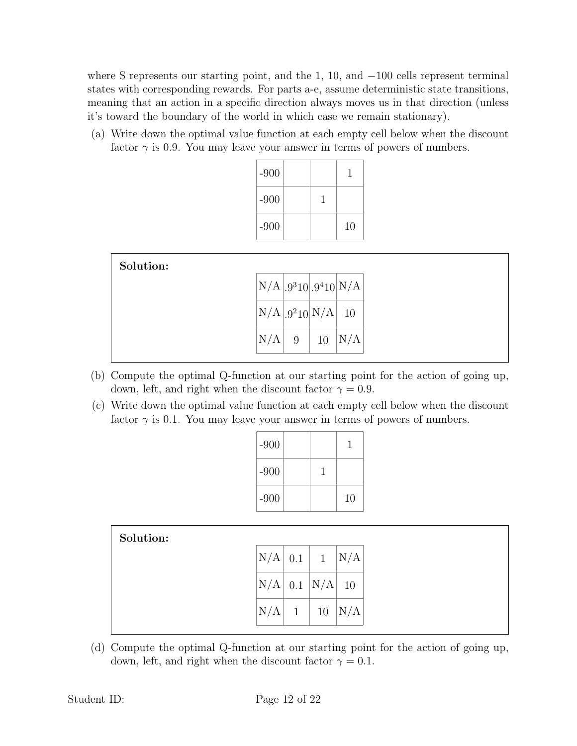where S represents our starting point, and the 1, 10, and $-100$ cells represent terminal states with corresponding rewards. For parts a-e, assume deterministic state transitions, meaning that an action in a specific direction always moves us in that direction (unless it's toward the boundary of the world in which case we remain stationary).

(a) Write down the optimal value function at each empty cell below when the discount factor $\gamma$ is 0.9. You may leave your answer in terms of powers of numbers.

| | | | |
|---|---|---|---|
| -900 | | | 1 |
| -900 | | 1 | |
| -900 | | | 10 |

**Solution:**

| | | | |
|---|---|---|---|
| N/A | $.9^3 10$ | $.9^4 10$ | N/A |
| N/A | $.9^2 10$ | N/A | 10 |
| N/A | 9 | 10 | N/A |

(b) Compute the optimal Q-function at our starting point for the action of going up, down, left, and right when the discount factor $\gamma = 0.9$.

(c) Write down the optimal value function at each empty cell below when the discount factor $\gamma$ is 0.1. You may leave your answer in terms of powers of numbers.

| | | | |
|---|---|---|---|
| -900 | | | 1 |
| -900 | | 1 | |
| -900 | | | 10 |

**Solution:**

| | | | |
|---|---|---|---|
| N/A | 0.1 | 1 | N/A |
| N/A | 0.1 | N/A | 10 |
| N/A | 1 | 10 | N/A |

(d) Compute the optimal Q-function at our starting point for the action of going up, down, left, and right when the discount factor $\gamma = 0.1$.

Student ID: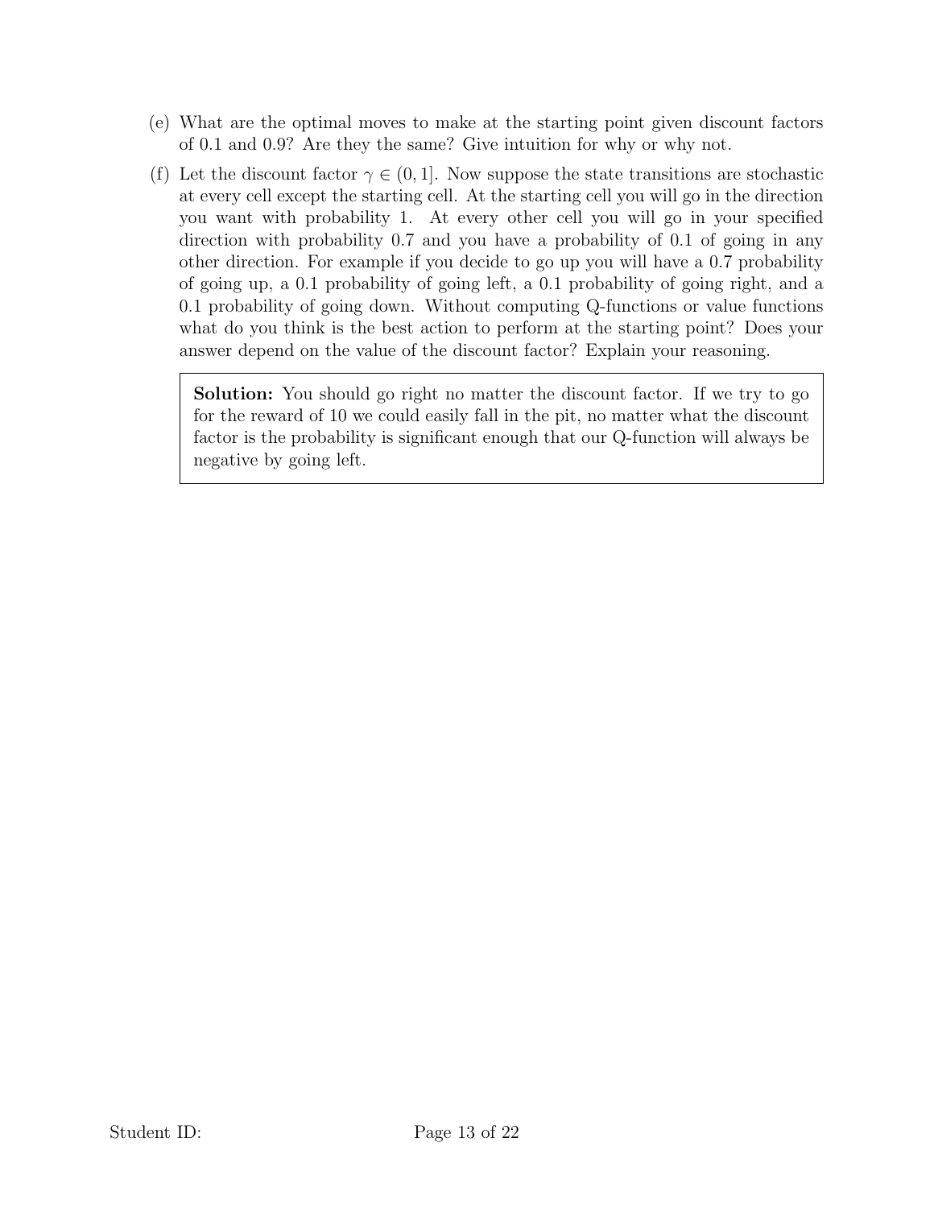(e) What are the optimal moves to make at the starting point given discount factors of 0.1 and 0.9? Are they the same? Give intuition for why or why not.

(f) Let the discount factor $\gamma \in (0, 1]$. Now suppose the state transitions are stochastic at every cell except the starting cell. At the starting cell you will go in the direction you want with probability 1. At every other cell you will go in your specified direction with probability 0.7 and you have a probability of 0.1 of going in any other direction. For example if you decide to go up you will have a 0.7 probability of going up, a 0.1 probability of going left, a 0.1 probability of going right, and a 0.1 probability of going down. Without computing Q-functions or value functions what do you think is the best action to perform at the starting point? Does your answer depend on the value of the discount factor? Explain your reasoning.

> **Solution:** You should go right no matter the discount factor. If we try to go for the reward of 10 we could easily fall in the pit, no matter what the discount factor is the probability is significant enough that our Q-function will always be negative by going left.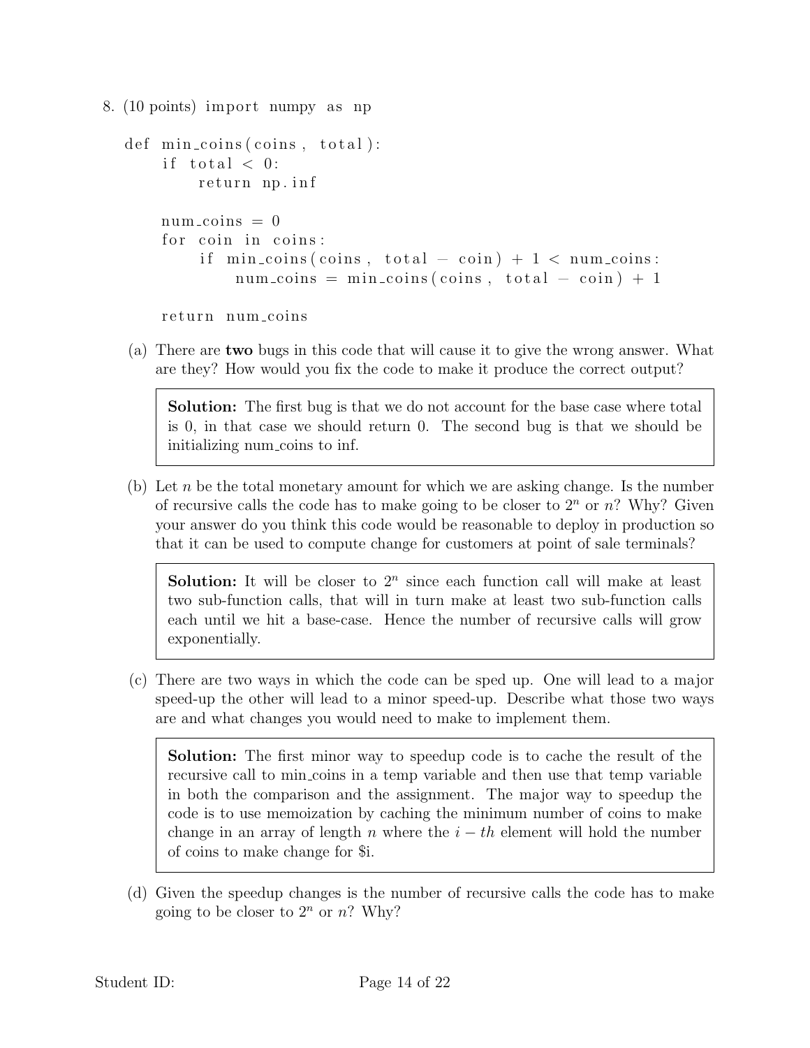8. (10 points)

```
import numpy as np

def min_coins(coins, total):
    if total < 0:
        return np.inf

    num_coins = 0
    for coin in coins:
        if min_coins(coins, total - coin) + 1 < num_coins:
            num_coins = min_coins(coins, total - coin) + 1

    return num_coins
```

(a) There are **two** bugs in this code that will cause it to give the wrong answer. What are they? How would you fix the code to make it produce the correct output?

> **Solution:** The first bug is that we do not account for the base case where total is 0, in that case we should return 0. The second bug is that we should be initializing num_coins to inf.

(b) Let $n$ be the total monetary amount for which we are asking change. Is the number of recursive calls the code has to make going to be closer to $2^n$ or $n$? Why? Given your answer do you think this code would be reasonable to deploy in production so that it can be used to compute change for customers at point of sale terminals?

> **Solution:** It will be closer to $2^n$ since each function call will make at least two sub-function calls, that will in turn make at least two sub-function calls each until we hit a base-case. Hence the number of recursive calls will grow exponentially.

(c) There are two ways in which the code can be sped up. One will lead to a major speed-up the other will lead to a minor speed-up. Describe what those two ways are and what changes you would need to make to implement them.

> **Solution:** The first minor way to speedup code is to cache the result of the recursive call to min_coins in a temp variable and then use that temp variable in both the comparison and the assignment. The major way to speedup the code is to use memoization by caching the minimum number of coins to make change in an array of length $n$ where the $i-th$ element will hold the number of coins to make change for $i.

(d) Given the speedup changes is the number of recursive calls the code has to make going to be closer to $2^n$ or $n$? Why?

Student ID: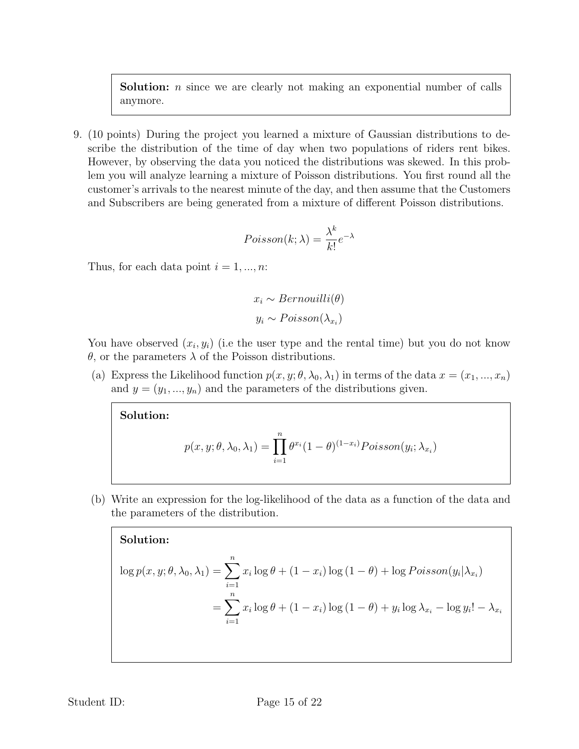**Solution:** $n$ since we are clearly not making an exponential number of calls anymore.

9. (10 points) During the project you learned a mixture of Gaussian distributions to describe the distribution of the time of day when two populations of riders rent bikes. However, by observing the data you noticed the distributions was skewed. In this problem you will analyze learning a mixture of Poisson distributions. You first round all the customer's arrivals to the nearest minute of the day, and then assume that the Customers and Subscribers are being generated from a mixture of different Poisson distributions.

$$Poisson(k; \lambda) = \frac{\lambda^k}{k!} e^{-\lambda}$$

Thus, for each data point $i = 1, ..., n$:

$$x_i \sim Bernouilli(\theta)$$
$$y_i \sim Poisson(\lambda_{x_i})$$

You have observed $(x_i, y_i)$ (i.e the user type and the rental time) but you do not know $\theta$, or the parameters $\lambda$ of the Poisson distributions.

(a) Express the Likelihood function $p(x, y; \theta, \lambda_0, \lambda_1)$ in terms of the data $x = (x_1, ..., x_n)$ and $y = (y_1, ..., y_n)$ and the parameters of the distributions given.

**Solution:**

$$p(x, y; \theta, \lambda_0, \lambda_1) = \prod_{i=1}^{n} \theta^{x_i} (1-\theta)^{(1-x_i)} Poisson(y_i; \lambda_{x_i})$$

(b) Write an expression for the log-likelihood of the data as a function of the data and the parameters of the distribution.

**Solution:**

$$\begin{aligned}
\log p(x, y; \theta, \lambda_0, \lambda_1) &= \sum_{i=1}^{n} x_i \log \theta + (1 - x_i) \log (1 - \theta) + \log Poisson(y_i | \lambda_{x_i}) \\
&= \sum_{i=1}^{n} x_i \log \theta + (1 - x_i) \log (1 - \theta) + y_i \log \lambda_{x_i} - \log y_i! - \lambda_{x_i}
\end{aligned}$$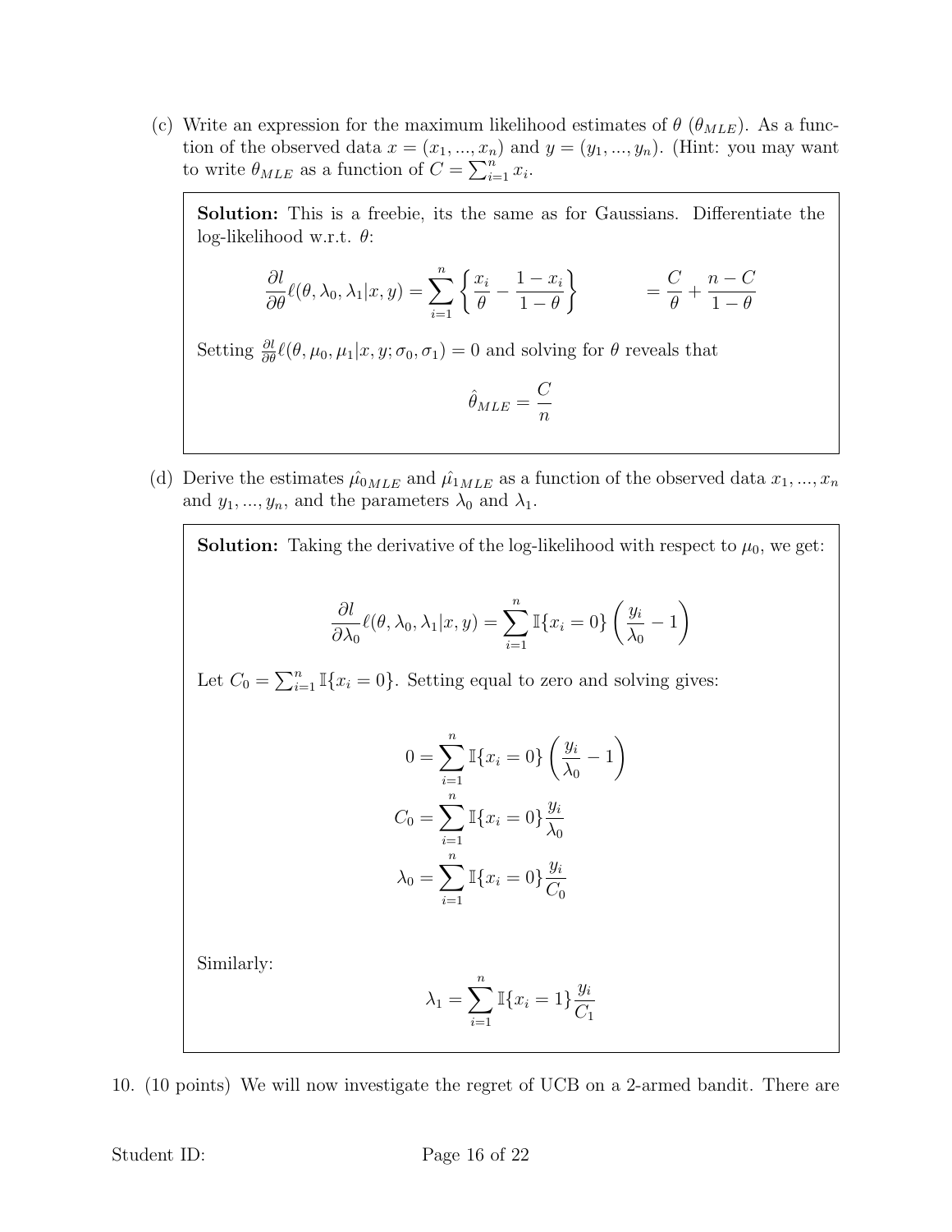(c) Write an expression for the maximum likelihood estimates of $\theta$ ($\theta_{MLE}$). As a function of the observed data $x = (x_1, ..., x_n)$ and $y = (y_1, ..., y_n)$. (Hint: you may want to write $\theta_{MLE}$ as a function of $C = \sum_{i=1}^{n} x_i$.

> **Solution:** This is a freebie, its the same as for Gaussians. Differentiate the log-likelihood w.r.t. $\theta$:
>
> $$\frac{\partial l}{\partial \theta}\ell(\theta, \lambda_0, \lambda_1 | x, y) = \sum_{i=1}^{n} \left\{ \frac{x_i}{\theta} - \frac{1 - x_i}{1 - \theta} \right\} \qquad = \frac{C}{\theta} + \frac{n - C}{1 - \theta}$$
>
> Setting $\frac{\partial l}{\partial \theta}\ell(\theta, \mu_0, \mu_1 | x, y; \sigma_0, \sigma_1) = 0$ and solving for $\theta$ reveals that
>
> $$\hat{\theta}_{MLE} = \frac{C}{n}$$

(d) Derive the estimates $\hat{\mu_0}_{MLE}$ and $\hat{\mu_1}_{MLE}$ as a function of the observed data $x_1, ..., x_n$ and $y_1, ..., y_n$, and the parameters $\lambda_0$ and $\lambda_1$.

> **Solution:** Taking the derivative of the log-likelihood with respect to $\mu_0$, we get:
>
> $$\frac{\partial l}{\partial \lambda_0}\ell(\theta, \lambda_0, \lambda_1 | x, y) = \sum_{i=1}^{n} \mathbb{I}\{x_i = 0\} \left( \frac{y_i}{\lambda_0} - 1 \right)$$
>
> Let $C_0 = \sum_{i=1}^{n} \mathbb{I}\{x_i = 0\}$. Setting equal to zero and solving gives:
>
> $$0 = \sum_{i=1}^{n} \mathbb{I}\{x_i = 0\} \left( \frac{y_i}{\lambda_0} - 1 \right)$$
>
> $$C_0 = \sum_{i=1}^{n} \mathbb{I}\{x_i = 0\} \frac{y_i}{\lambda_0}$$
>
> $$\lambda_0 = \sum_{i=1}^{n} \mathbb{I}\{x_i = 0\} \frac{y_i}{C_0}$$
>
> Similarly:
>
> $$\lambda_1 = \sum_{i=1}^{n} \mathbb{I}\{x_i = 1\} \frac{y_i}{C_1}$$

10. (10 points) We will now investigate the regret of UCB on a 2-armed bandit. There are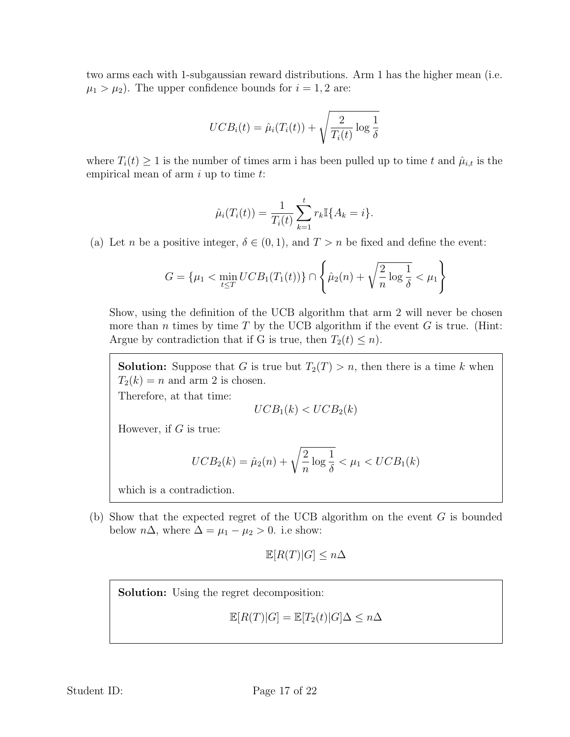two arms each with 1-subgaussian reward distributions. Arm 1 has the higher mean (i.e. $\mu_1 > \mu_2$). The upper confidence bounds for $i = 1, 2$ are:

$$UCB_i(t) = \hat{\mu}_i(T_i(t)) + \sqrt{\frac{2}{T_i(t)} \log \frac{1}{\delta}}$$

where $T_i(t) \geq 1$ is the number of times arm i has been pulled up to time $t$ and $\hat{\mu}_{i,t}$ is the empirical mean of arm $i$ up to time $t$:

$$\hat{\mu}_i(T_i(t)) = \frac{1}{T_i(t)} \sum_{k=1}^{t} r_k \mathbb{I}\{A_k = i\}.$$

(a) Let $n$ be a positive integer, $\delta \in (0, 1)$, and $T > n$ be fixed and define the event:

$$G = \{\mu_1 < \min_{t \leq T} UCB_1(T_1(t))\} \cap \left\{ \hat{\mu}_2(n) + \sqrt{\frac{2}{n} \log \frac{1}{\delta}} < \mu_1 \right\}$$

Show, using the definition of the UCB algorithm that arm 2 will never be chosen more than $n$ times by time $T$ by the UCB algorithm if the event $G$ is true. (Hint: Argue by contradiction that if G is true, then $T_2(t) \leq n$).

> **Solution:** Suppose that $G$ is true but $T_2(T) > n$, then there is a time $k$ when $T_2(k) = n$ and arm 2 is chosen.
> Therefore, at that time:
>
> $$UCB_1(k) < UCB_2(k)$$
>
> However, if $G$ is true:
>
> $$UCB_2(k) = \hat{\mu}_2(n) + \sqrt{\frac{2}{n} \log \frac{1}{\delta}} < \mu_1 < UCB_1(k)$$
>
> which is a contradiction.

(b) Show that the expected regret of the UCB algorithm on the event $G$ is bounded below $n\Delta$, where $\Delta = \mu_1 - \mu_2 > 0$. i.e show:

$$\mathbb{E}[R(T)|G] \leq n\Delta$$

> **Solution:** Using the regret decomposition:
>
> $$\mathbb{E}[R(T)|G] = \mathbb{E}[T_2(t)|G]\Delta \leq n\Delta$$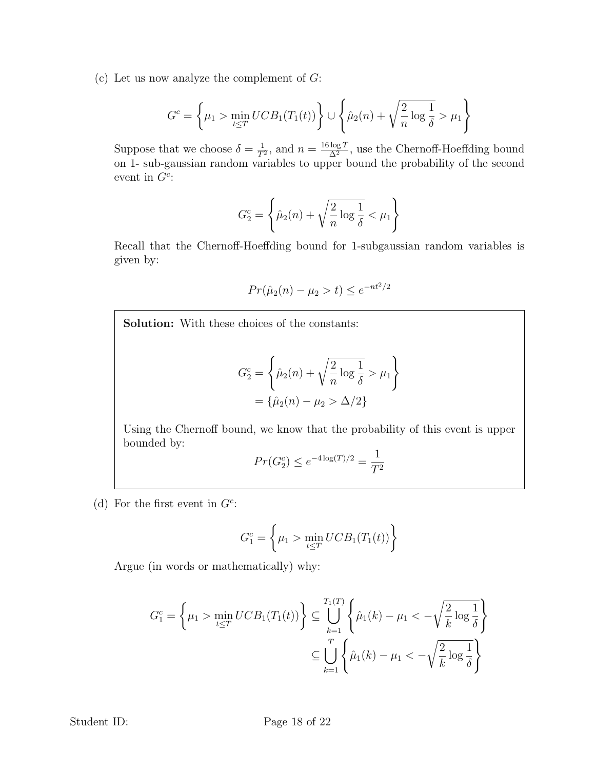(c) Let us now analyze the complement of $G$:

$$G^c = \left\{ \mu_1 > \min_{t \le T} UCB_1(T_1(t)) \right\} \cup \left\{ \hat{\mu}_2(n) + \sqrt{\frac{2}{n} \log \frac{1}{\delta}} > \mu_1 \right\}$$

Suppose that we choose $\delta = \frac{1}{T^2}$, and $n = \frac{16 \log T}{\Delta^2}$, use the Chernoff-Hoeffding bound on 1- sub-gaussian random variables to upper bound the probability of the second event in $G^c$:

$$G_2^c = \left\{ \hat{\mu}_2(n) + \sqrt{\frac{2}{n} \log \frac{1}{\delta}} < \mu_1 \right\}$$

Recall that the Chernoff-Hoeffding bound for 1-subgaussian random variables is given by:

$$Pr(\hat{\mu}_2(n) - \mu_2 > t) \le e^{-nt^2/2}$$

**Solution:** With these choices of the constants:

$$\begin{aligned} G_2^c &= \left\{ \hat{\mu}_2(n) + \sqrt{\frac{2}{n} \log \frac{1}{\delta}} > \mu_1 \right\} \\ &= \{ \hat{\mu}_2(n) - \mu_2 > \Delta/2 \} \end{aligned}$$

Using the Chernoff bound, we know that the probability of this event is upper bounded by:

$$Pr(G_2^c) \le e^{-4 \log(T)/2} = \frac{1}{T^2}$$

(d) For the first event in $G^c$:

$$G_1^c = \left\{ \mu_1 > \min_{t \le T} UCB_1(T_1(t)) \right\}$$

Argue (in words or mathematically) why:

$$\begin{aligned} G_1^c = \left\{ \mu_1 > \min_{t \le T} UCB_1(T_1(t)) \right\} &\subseteq \bigcup_{k=1}^{T_1(T)} \left\{ \hat{\mu}_1(k) - \mu_1 < -\sqrt{\frac{2}{k} \log \frac{1}{\delta}} \right\} \\ &\subseteq \bigcup_{k=1}^{T} \left\{ \hat{\mu}_1(k) - \mu_1 < -\sqrt{\frac{2}{k} \log \frac{1}{\delta}} \right\} \end{aligned}$$

Student ID: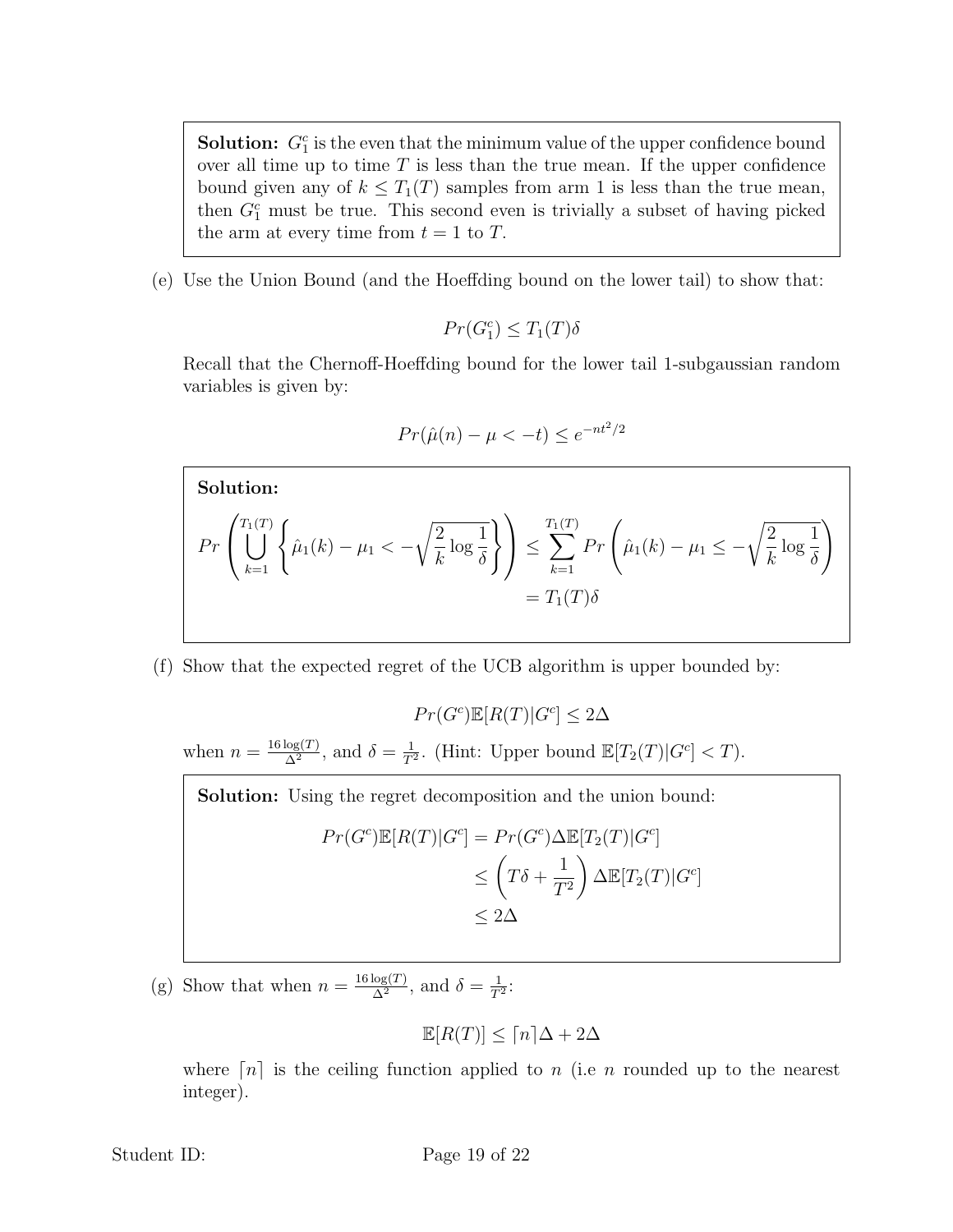**Solution:** $G_1^c$ is the even that the minimum value of the upper confidence bound over all time up to time $T$ is less than the true mean. If the upper confidence bound given any of $k \leq T_1(T)$ samples from arm 1 is less than the true mean, then $G_1^c$ must be true. This second even is trivially a subset of having picked the arm at every time from $t = 1$ to $T$.

(e) Use the Union Bound (and the Hoeffding bound on the lower tail) to show that:

$$Pr(G_1^c) \leq T_1(T)\delta$$

Recall that the Chernoff-Hoeffding bound for the lower tail 1-subgaussian random variables is given by:

$$Pr(\hat{\mu}(n) - \mu < -t) \leq e^{-nt^2/2}$$

**Solution:**

$$Pr\left(\bigcup_{k=1}^{T_1(T)} \left\{\hat{\mu}_1(k) - \mu_1 < -\sqrt{\frac{2}{k}\log\frac{1}{\delta}}\right\}\right) \leq \sum_{k=1}^{T_1(T)} Pr\left(\hat{\mu}_1(k) - \mu_1 \leq -\sqrt{\frac{2}{k}\log\frac{1}{\delta}}\right)$$
$$= T_1(T)\delta$$

(f) Show that the expected regret of the UCB algorithm is upper bounded by:

$$Pr(G^c)\mathbb{E}[R(T)|G^c] \leq 2\Delta$$

when $n = \frac{16\log(T)}{\Delta^2}$, and $\delta = \frac{1}{T^2}$. (Hint: Upper bound $\mathbb{E}[T_2(T)|G^c] < T$).

**Solution:** Using the regret decomposition and the union bound:

$$\begin{aligned}
Pr(G^c)\mathbb{E}[R(T)|G^c] &= Pr(G^c)\Delta\mathbb{E}[T_2(T)|G^c] \\
&\leq \left(T\delta + \frac{1}{T^2}\right)\Delta\mathbb{E}[T_2(T)|G^c] \\
&\leq 2\Delta
\end{aligned}$$

(g) Show that when $n = \frac{16\log(T)}{\Delta^2}$, and $\delta = \frac{1}{T^2}$:

$$\mathbb{E}[R(T)] \leq \lceil n \rceil \Delta + 2\Delta$$

where $\lceil n \rceil$ is the ceiling function applied to $n$ (i.e $n$ rounded up to the nearest integer).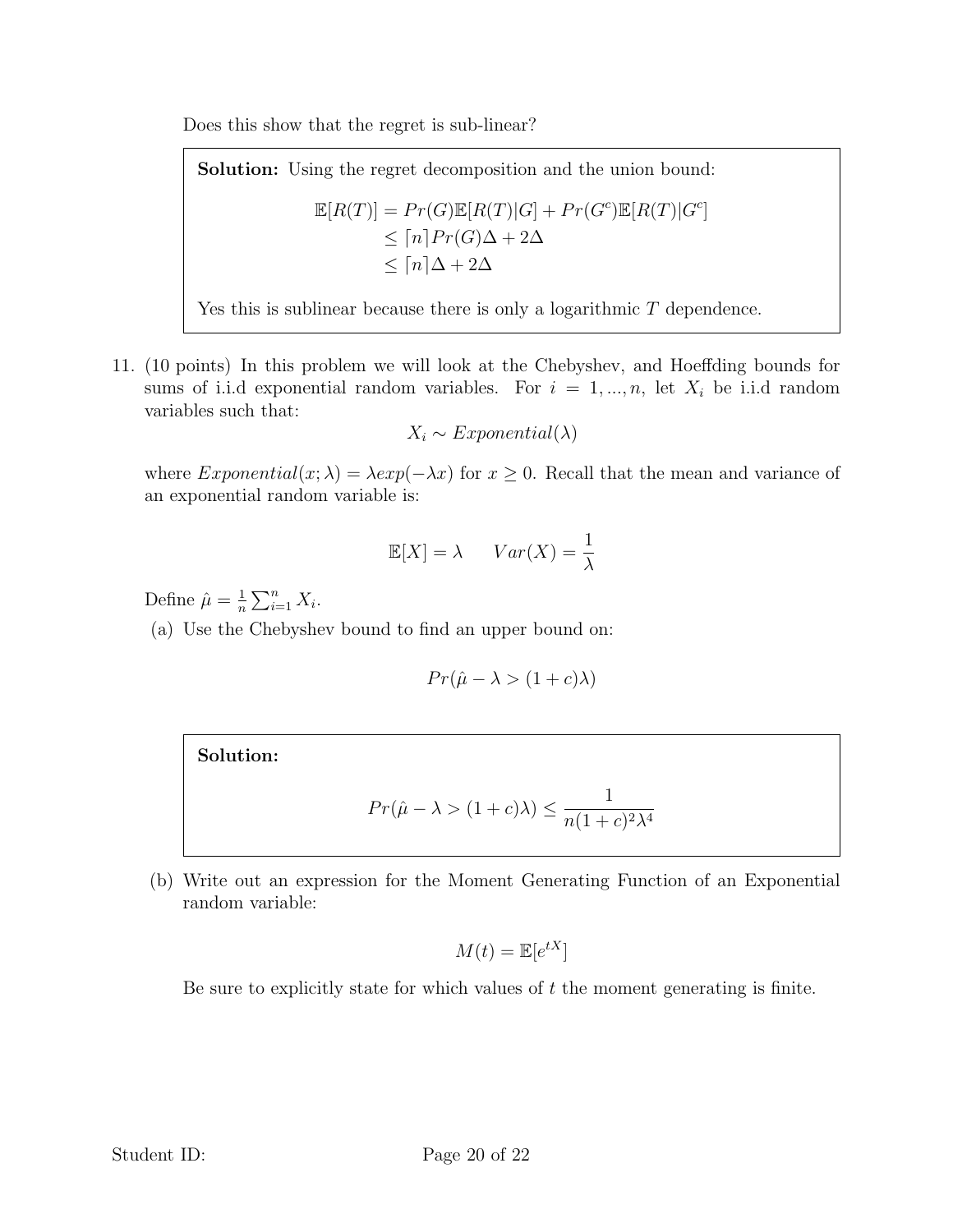Does this show that the regret is sub-linear?

> **Solution:** Using the regret decomposition and the union bound:
>
> $$\begin{aligned}\mathbb{E}[R(T)] &= Pr(G)\mathbb{E}[R(T)|G] + Pr(G^c)\mathbb{E}[R(T)|G^c] \\ &\leq \lceil n \rceil Pr(G)\Delta + 2\Delta \\ &\leq \lceil n \rceil \Delta + 2\Delta\end{aligned}$$
>
> Yes this is sublinear because there is only a logarithmic $T$ dependence.

11. (10 points) In this problem we will look at the Chebyshev, and Hoeffding bounds for sums of i.i.d exponential random variables. For $i = 1, ..., n$, let $X_i$ be i.i.d random variables such that:

$$X_i \sim Exponential(\lambda)$$

where $Exponential(x; \lambda) = \lambda exp(-\lambda x)$ for $x \geq 0$. Recall that the mean and variance of an exponential random variable is:

$$\mathbb{E}[X] = \lambda \qquad Var(X) = \frac{1}{\lambda}$$

Define $\hat{\mu} = \frac{1}{n}\sum_{i=1}^{n} X_i$.

(a) Use the Chebyshev bound to find an upper bound on:

$$Pr(\hat{\mu} - \lambda > (1+c)\lambda)$$

> **Solution:**
>
> $$Pr(\hat{\mu} - \lambda > (1+c)\lambda) \leq \frac{1}{n(1+c)^2\lambda^4}$$

(b) Write out an expression for the Moment Generating Function of an Exponential random variable:

$$M(t) = \mathbb{E}[e^{tX}]$$

Be sure to explicitly state for which values of $t$ the moment generating is finite.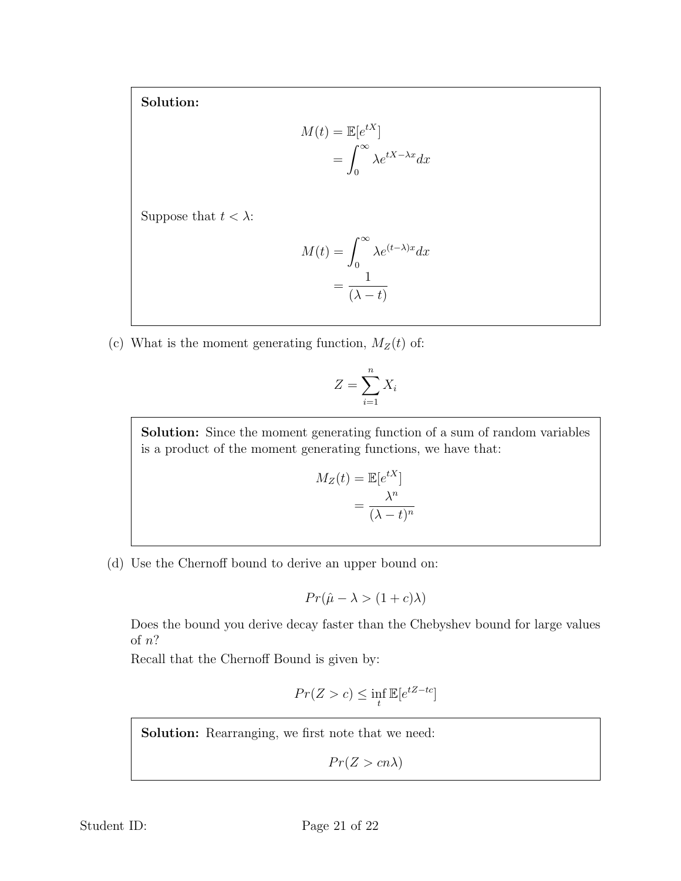**Solution:**

$$
\begin{aligned}
M(t) &= \mathbb{E}[e^{tX}] \\
&= \int_0^\infty \lambda e^{tX - \lambda x} dx
\end{aligned}
$$

Suppose that $t < \lambda$:

$$
\begin{aligned}
M(t) &= \int_0^\infty \lambda e^{(t-\lambda)x} dx \\
&= \frac{1}{(\lambda - t)}
\end{aligned}
$$

(c) What is the moment generating function, $M_Z(t)$ of:

$$
Z = \sum_{i=1}^{n} X_i
$$

**Solution:** Since the moment generating function of a sum of random variables is a product of the moment generating functions, we have that:

$$
\begin{aligned}
M_Z(t) &= \mathbb{E}[e^{tX}] \\
&= \frac{\lambda^n}{(\lambda - t)^n}
\end{aligned}
$$

(d) Use the Chernoff bound to derive an upper bound on:

$$
Pr(\hat{\mu} - \lambda > (1+c)\lambda)
$$

Does the bound you derive decay faster than the Chebyshev bound for large values of $n$?

Recall that the Chernoff Bound is given by:

$$
Pr(Z > c) \leq \inf_t \mathbb{E}[e^{tZ - tc}]
$$

**Solution:** Rearranging, we first note that we need:

$$
Pr(Z > cn\lambda)
$$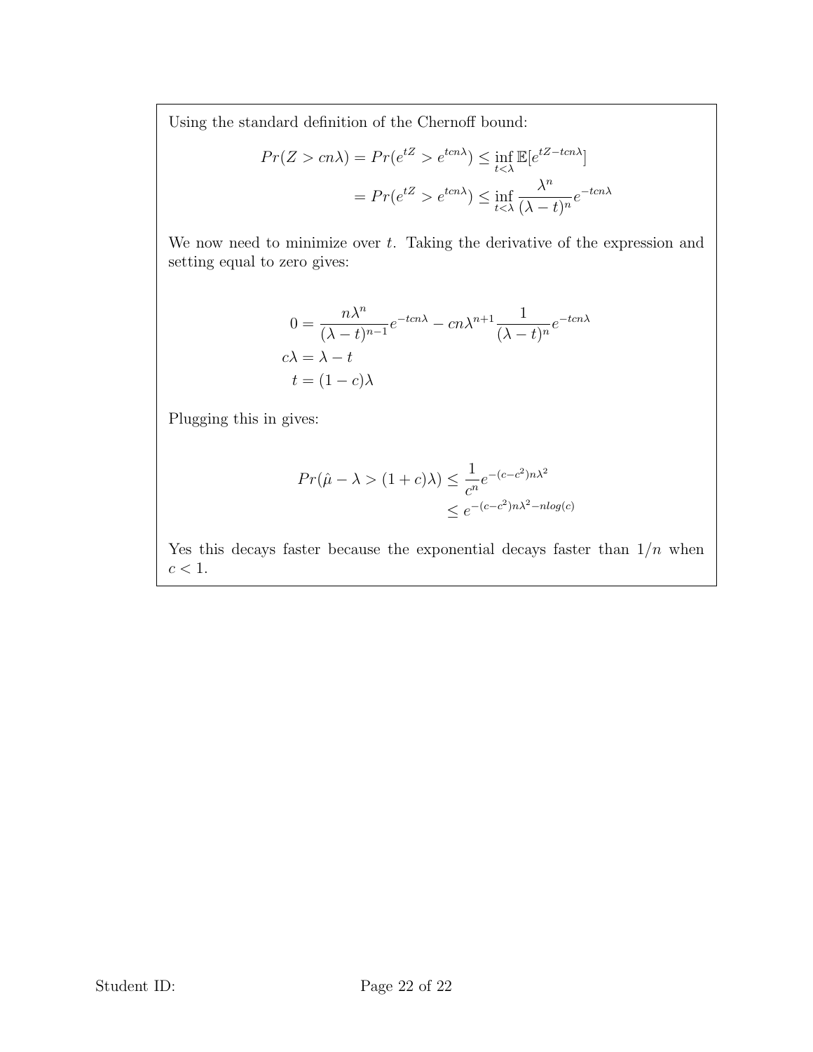Using the standard definition of the Chernoff bound:

$$
\begin{aligned}
Pr(Z > cn\lambda) = Pr(e^{tZ} > e^{tcn\lambda}) &\leq \inf_{t<\lambda} \mathbb{E}[e^{tZ - tcn\lambda}] \\
= Pr(e^{tZ} > e^{tcn\lambda}) &\leq \inf_{t<\lambda} \frac{\lambda^n}{(\lambda - t)^n} e^{-tcn\lambda}
\end{aligned}
$$

We now need to minimize over $t$. Taking the derivative of the expression and setting equal to zero gives:

$$
\begin{aligned}
0 &= \frac{n\lambda^n}{(\lambda - t)^{n-1}} e^{-tcn\lambda} - cn\lambda^{n+1} \frac{1}{(\lambda - t)^n} e^{-tcn\lambda} \\
c\lambda &= \lambda - t \\
t &= (1-c)\lambda
\end{aligned}
$$

Plugging this in gives:

$$
\begin{aligned}
Pr(\hat{\mu} - \lambda > (1+c)\lambda) &\leq \frac{1}{c^n} e^{-(c-c^2)n\lambda^2} \\
&\leq e^{-(c-c^2)n\lambda^2 - nlog(c)}
\end{aligned}
$$

Yes this decays faster because the exponential decays faster than $1/n$ when $c < 1$.

Student ID: